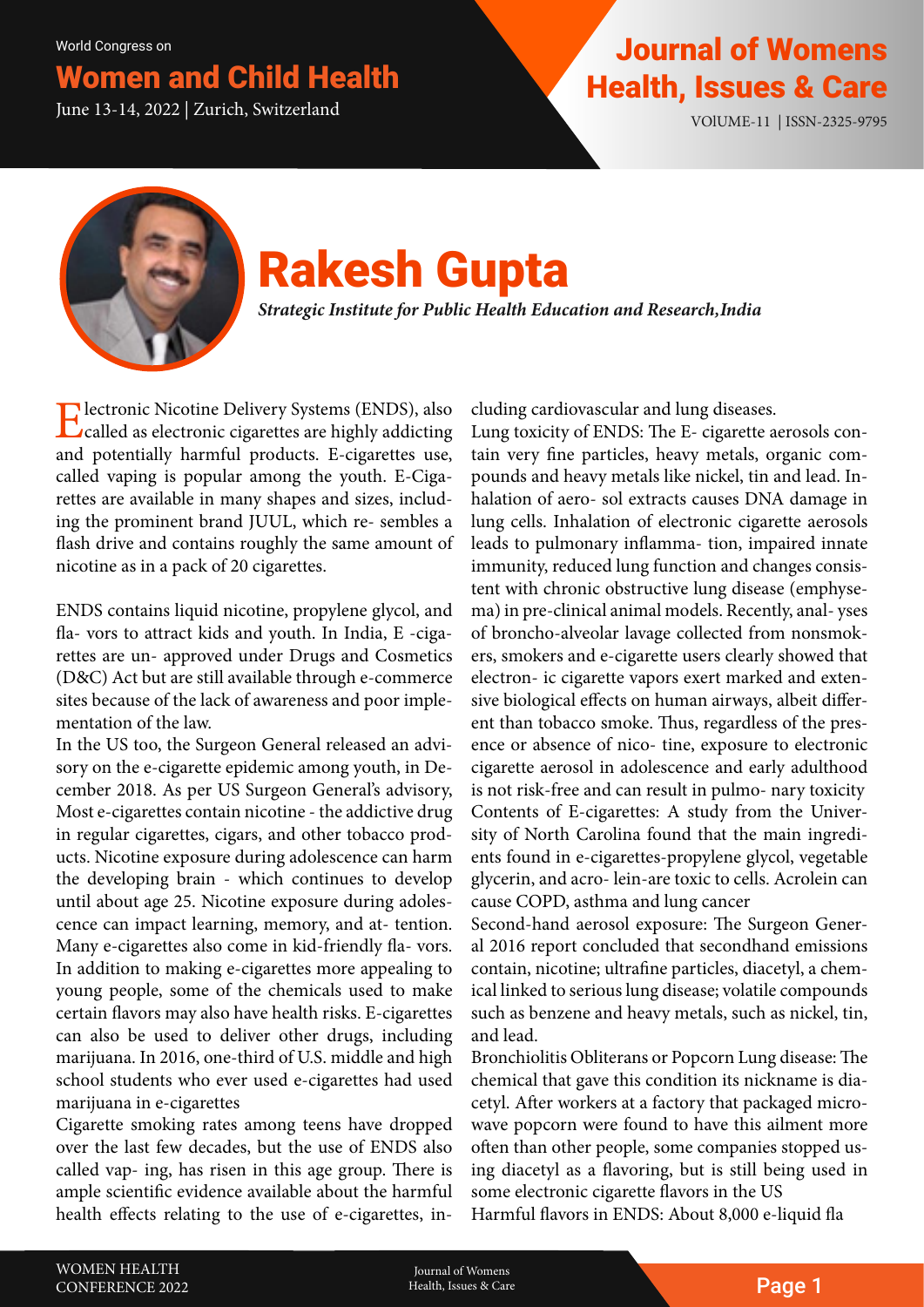# Rakesh Gupta

***Strategic Institute for Public Health Education and Research,India***

Electronic Nicotine Delivery Systems (ENDS), also called as electronic cigarettes are highly addicting and potentially harmful products. E-cigarettes use, called vaping is popular among the youth. E-Cigarettes are available in many shapes and sizes, including the prominent brand JUUL, which re- sembles a flash drive and contains roughly the same amount of nicotine as in a pack of 20 cigarettes.

ENDS contains liquid nicotine, propylene glycol, and fla- vors to attract kids and youth. In India, E -cigarettes are un- approved under Drugs and Cosmetics (D&C) Act but are still available through e-commerce sites because of the lack of awareness and poor implementation of the law.

In the US too, the Surgeon General released an advisory on the e-cigarette epidemic among youth, in December 2018. As per US Surgeon General's advisory, Most e-cigarettes contain nicotine - the addictive drug in regular cigarettes, cigars, and other tobacco products. Nicotine exposure during adolescence can harm the developing brain - which continues to develop until about age 25. Nicotine exposure during adolescence can impact learning, memory, and at- tention. Many e-cigarettes also come in kid-friendly fla- vors. In addition to making e-cigarettes more appealing to young people, some of the chemicals used to make certain flavors may also have health risks. E-cigarettes can also be used to deliver other drugs, including marijuana. In 2016, one-third of U.S. middle and high school students who ever used e-cigarettes had used marijuana in e-cigarettes

Cigarette smoking rates among teens have dropped over the last few decades, but the use of ENDS also called vap- ing, has risen in this age group. There is ample scientific evidence available about the harmful health effects relating to the use of e-cigarettes, including cardiovascular and lung diseases.

Lung toxicity of ENDS: The E- cigarette aerosols contain very fine particles, heavy metals, organic compounds and heavy metals like nickel, tin and lead. Inhalation of aero- sol extracts causes DNA damage in lung cells. Inhalation of electronic cigarette aerosols leads to pulmonary inflamma- tion, impaired innate immunity, reduced lung function and changes consistent with chronic obstructive lung disease (emphysema) in pre-clinical animal models. Recently, anal- yses of broncho-alveolar lavage collected from nonsmokers, smokers and e-cigarette users clearly showed that electron- ic cigarette vapors exert marked and extensive biological effects on human airways, albeit different than tobacco smoke. Thus, regardless of the presence or absence of nico- tine, exposure to electronic cigarette aerosol in adolescence and early adulthood is not risk-free and can result in pulmo- nary toxicity

Contents of E-cigarettes: A study from the University of North Carolina found that the main ingredients found in e-cigarettes-propylene glycol, vegetable glycerin, and acro- lein-are toxic to cells. Acrolein can cause COPD, asthma and lung cancer

Second-hand aerosol exposure: The Surgeon General 2016 report concluded that secondhand emissions contain, nicotine; ultrafine particles, diacetyl, a chemical linked to serious lung disease; volatile compounds such as benzene and heavy metals, such as nickel, tin, and lead.

Bronchiolitis Obliterans or Popcorn Lung disease: The chemical that gave this condition its nickname is diacetyl. After workers at a factory that packaged microwave popcorn were found to have this ailment more often than other people, some companies stopped using diacetyl as a flavoring, but is still being used in some electronic cigarette flavors in the US

Harmful flavors in ENDS: About 8,000 e-liquid fla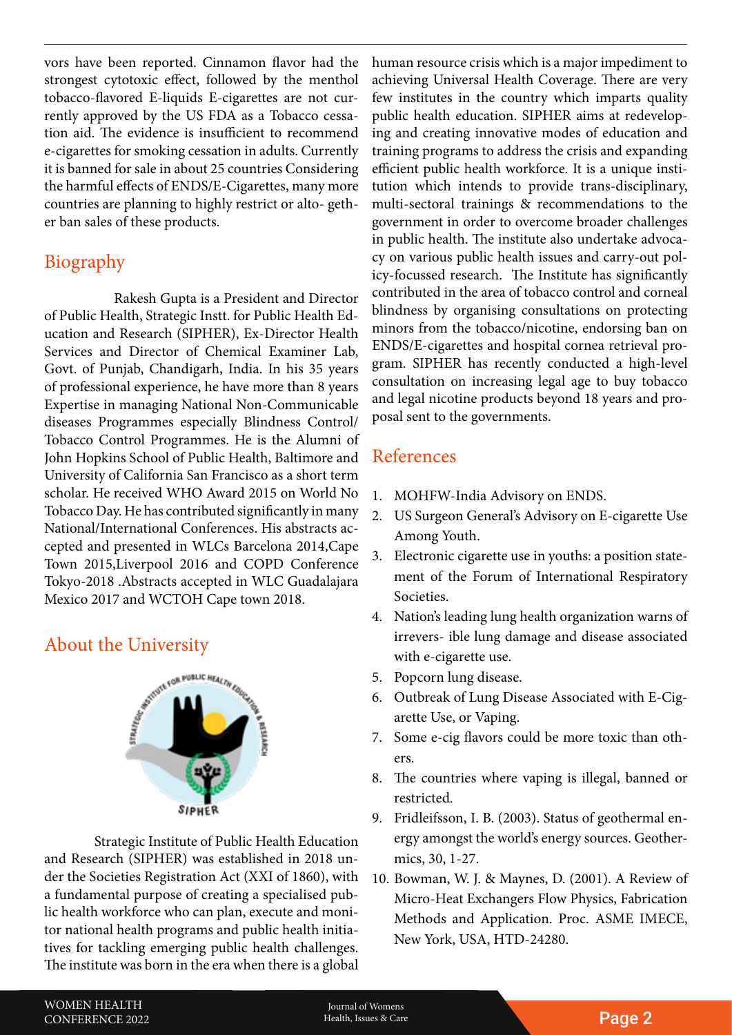vors have been reported. Cinnamon flavor had the strongest cytotoxic effect, followed by the menthol tobacco-flavored E-liquids E-cigarettes are not currently approved by the US FDA as a Tobacco cessation aid. The evidence is insufficient to recommend e-cigarettes for smoking cessation in adults. Currently it is banned for sale in about 25 countries Considering the harmful effects of ENDS/E-Cigarettes, many more countries are planning to highly restrict or alto- gether ban sales of these products.

## Biography

Rakesh Gupta is a President and Director of Public Health, Strategic Instt. for Public Health Education and Research (SIPHER), Ex-Director Health Services and Director of Chemical Examiner Lab, Govt. of Punjab, Chandigarh, India. In his 35 years of professional experience, he have more than 8 years Expertise in managing National Non-Communicable diseases Programmes especially Blindness Control/ Tobacco Control Programmes. He is the Alumni of John Hopkins School of Public Health, Baltimore and University of California San Francisco as a short term scholar. He received WHO Award 2015 on World No Tobacco Day. He has contributed significantly in many National/International Conferences. His abstracts accepted and presented in WLCs Barcelona 2014,Cape Town 2015,Liverpool 2016 and COPD Conference Tokyo-2018 .Abstracts accepted in WLC Guadalajara Mexico 2017 and WCTOH Cape town 2018.

## About the University

Strategic Institute of Public Health Education and Research (SIPHER) was established in 2018 under the Societies Registration Act (XXI of 1860), with a fundamental purpose of creating a specialised public health workforce who can plan, execute and monitor national health programs and public health initiatives for tackling emerging public health challenges. The institute was born in the era when there is a global human resource crisis which is a major impediment to achieving Universal Health Coverage. There are very few institutes in the country which imparts quality public health education. SIPHER aims at redeveloping and creating innovative modes of education and training programs to address the crisis and expanding efficient public health workforce. It is a unique institution which intends to provide trans-disciplinary, multi-sectoral trainings & recommendations to the government in order to overcome broader challenges in public health. The institute also undertake advocacy on various public health issues and carry-out policy-focussed research. The Institute has significantly contributed in the area of tobacco control and corneal blindness by organising consultations on protecting minors from the tobacco/nicotine, endorsing ban on ENDS/E-cigarettes and hospital cornea retrieval program. SIPHER has recently conducted a high-level consultation on increasing legal age to buy tobacco and legal nicotine products beyond 18 years and proposal sent to the governments.

## References

1. MOHFW-India Advisory on ENDS.
2. US Surgeon General's Advisory on E-cigarette Use Among Youth.
3. Electronic cigarette use in youths: a position statement of the Forum of International Respiratory Societies.
4. Nation's leading lung health organization warns of irrevers- ible lung damage and disease associated with e-cigarette use.
5. Popcorn lung disease.
6. Outbreak of Lung Disease Associated with E-Cigarette Use, or Vaping.
7. Some e-cig flavors could be more toxic than others.
8. The countries where vaping is illegal, banned or restricted.
9. Fridleifsson, I. B. (2003). Status of geothermal energy amongst the world's energy sources. Geothermics, 30, 1-27.
10. Bowman, W. J. & Maynes, D. (2001). A Review of Micro-Heat Exchangers Flow Physics, Fabrication Methods and Application. Proc. ASME IMECE, New York, USA, HTD-24280.